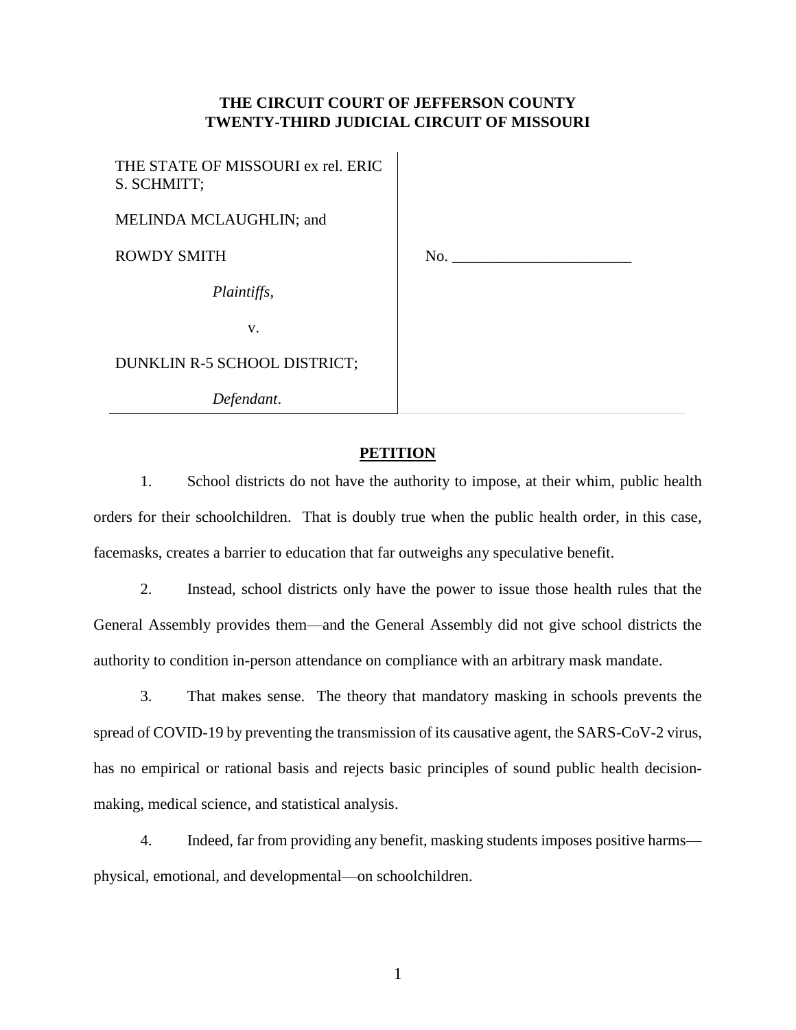**THE CIRCUIT COURT OF JEFFERSON COUNTY**
**TWENTY-THIRD JUDICIAL CIRCUIT OF MISSOURI**

| | |
|---|---|
| THE STATE OF MISSOURI ex rel. ERIC S. SCHMITT;<br><br>MELINDA MCLAUGHLIN; and<br><br>ROWDY SMITH<br><br>*Plaintiffs*,<br><br>v.<br><br>DUNKLIN R-5 SCHOOL DISTRICT;<br><br>*Defendant*. | No. _______________________ |

## **PETITION**

1. School districts do not have the authority to impose, at their whim, public health orders for their schoolchildren. That is doubly true when the public health order, in this case, facemasks, creates a barrier to education that far outweighs any speculative benefit.

2. Instead, school districts only have the power to issue those health rules that the General Assembly provides them—and the General Assembly did not give school districts the authority to condition in-person attendance on compliance with an arbitrary mask mandate.

3. That makes sense. The theory that mandatory masking in schools prevents the spread of COVID-19 by preventing the transmission of its causative agent, the SARS-CoV-2 virus, has no empirical or rational basis and rejects basic principles of sound public health decision-making, medical science, and statistical analysis.

4. Indeed, far from providing any benefit, masking students imposes positive harms—physical, emotional, and developmental—on schoolchildren.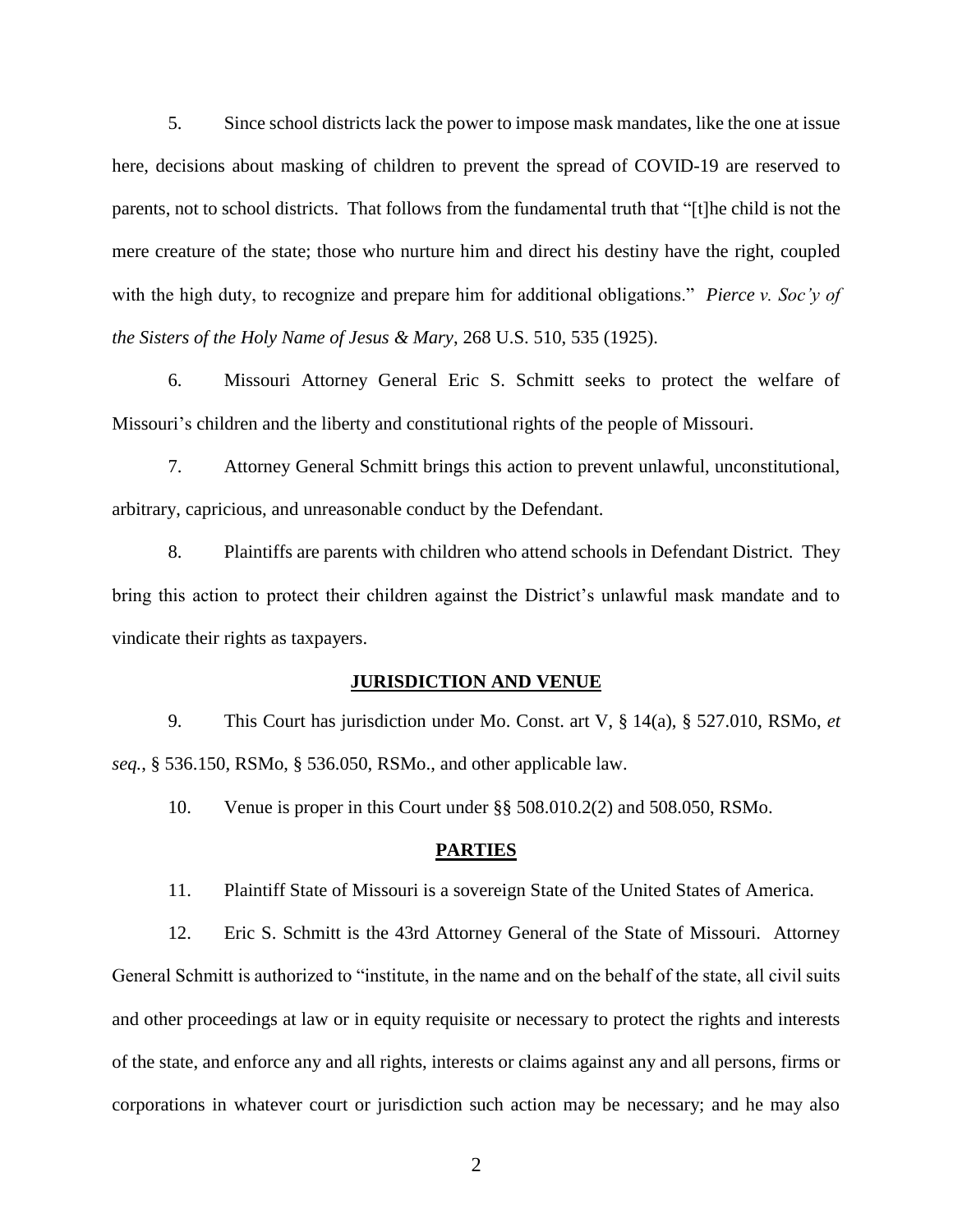5. Since school districts lack the power to impose mask mandates, like the one at issue here, decisions about masking of children to prevent the spread of COVID-19 are reserved to parents, not to school districts. That follows from the fundamental truth that "[t]he child is not the mere creature of the state; those who nurture him and direct his destiny have the right, coupled with the high duty, to recognize and prepare him for additional obligations." *Pierce v. Soc'y of the Sisters of the Holy Name of Jesus & Mary*, 268 U.S. 510, 535 (1925).

6. Missouri Attorney General Eric S. Schmitt seeks to protect the welfare of Missouri's children and the liberty and constitutional rights of the people of Missouri.

7. Attorney General Schmitt brings this action to prevent unlawful, unconstitutional, arbitrary, capricious, and unreasonable conduct by the Defendant.

8. Plaintiffs are parents with children who attend schools in Defendant District. They bring this action to protect their children against the District's unlawful mask mandate and to vindicate their rights as taxpayers.

## **JURISDICTION AND VENUE**

9. This Court has jurisdiction under Mo. Const. art V, § 14(a), § 527.010, RSMo, *et seq.*, § 536.150, RSMo, § 536.050, RSMo., and other applicable law.

10. Venue is proper in this Court under §§ 508.010.2(2) and 508.050, RSMo.

## **PARTIES**

11. Plaintiff State of Missouri is a sovereign State of the United States of America.

12. Eric S. Schmitt is the 43rd Attorney General of the State of Missouri. Attorney General Schmitt is authorized to "institute, in the name and on the behalf of the state, all civil suits and other proceedings at law or in equity requisite or necessary to protect the rights and interests of the state, and enforce any and all rights, interests or claims against any and all persons, firms or corporations in whatever court or jurisdiction such action may be necessary; and he may also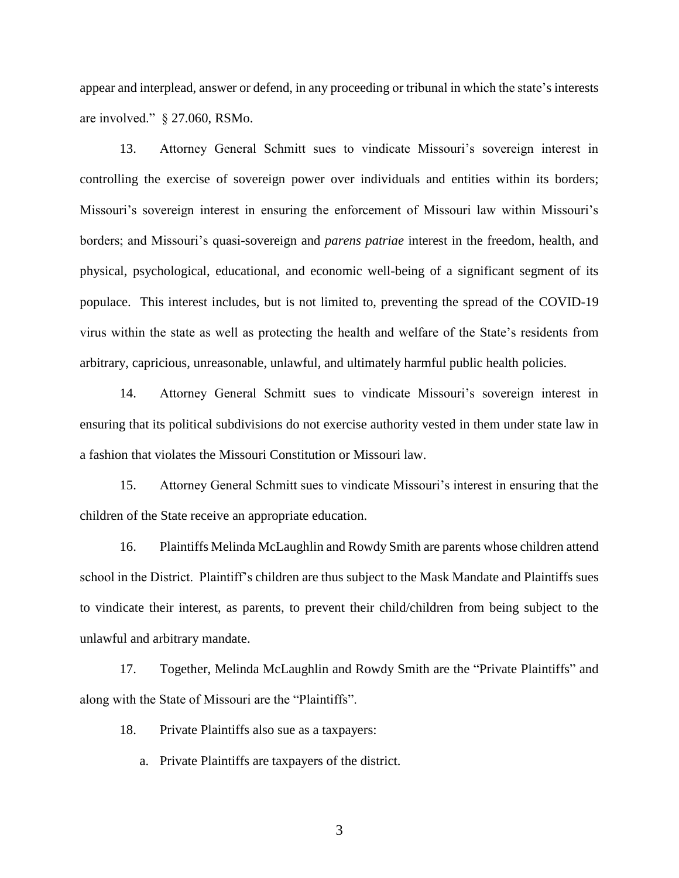appear and interplead, answer or defend, in any proceeding or tribunal in which the state's interests are involved." § 27.060, RSMo.

13. Attorney General Schmitt sues to vindicate Missouri's sovereign interest in controlling the exercise of sovereign power over individuals and entities within its borders; Missouri's sovereign interest in ensuring the enforcement of Missouri law within Missouri's borders; and Missouri's quasi-sovereign and *parens patriae* interest in the freedom, health, and physical, psychological, educational, and economic well-being of a significant segment of its populace. This interest includes, but is not limited to, preventing the spread of the COVID-19 virus within the state as well as protecting the health and welfare of the State's residents from arbitrary, capricious, unreasonable, unlawful, and ultimately harmful public health policies.

14. Attorney General Schmitt sues to vindicate Missouri's sovereign interest in ensuring that its political subdivisions do not exercise authority vested in them under state law in a fashion that violates the Missouri Constitution or Missouri law.

15. Attorney General Schmitt sues to vindicate Missouri's interest in ensuring that the children of the State receive an appropriate education.

16. Plaintiffs Melinda McLaughlin and Rowdy Smith are parents whose children attend school in the District. Plaintiff's children are thus subject to the Mask Mandate and Plaintiffs sues to vindicate their interest, as parents, to prevent their child/children from being subject to the unlawful and arbitrary mandate.

17. Together, Melinda McLaughlin and Rowdy Smith are the "Private Plaintiffs" and along with the State of Missouri are the "Plaintiffs".

18. Private Plaintiffs also sue as a taxpayers:

a. Private Plaintiffs are taxpayers of the district.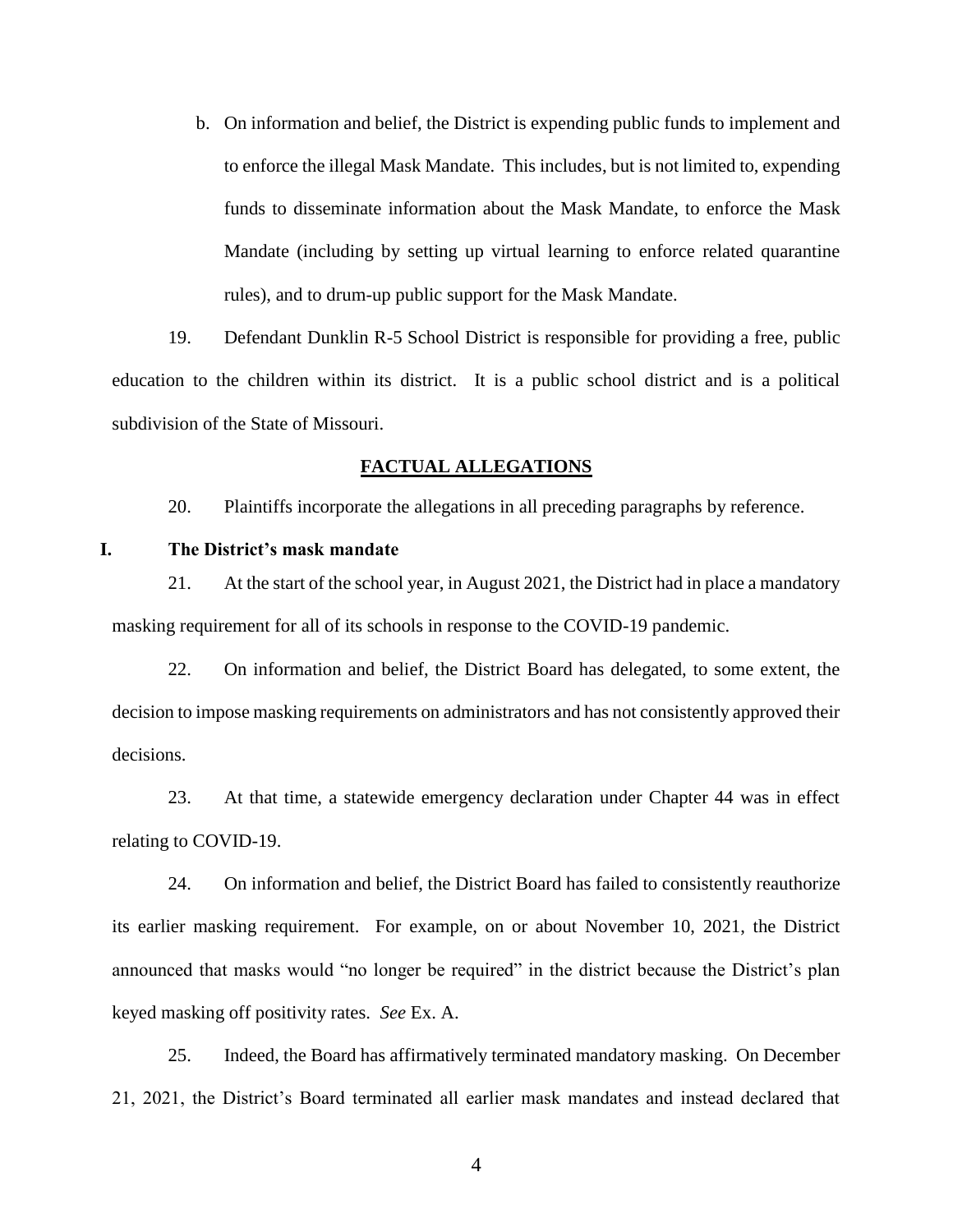b. On information and belief, the District is expending public funds to implement and to enforce the illegal Mask Mandate. This includes, but is not limited to, expending funds to disseminate information about the Mask Mandate, to enforce the Mask Mandate (including by setting up virtual learning to enforce related quarantine rules), and to drum-up public support for the Mask Mandate.

19. Defendant Dunklin R-5 School District is responsible for providing a free, public education to the children within its district. It is a public school district and is a political subdivision of the State of Missouri.

## FACTUAL ALLEGATIONS

20. Plaintiffs incorporate the allegations in all preceding paragraphs by reference.

### I. The District's mask mandate

21. At the start of the school year, in August 2021, the District had in place a mandatory masking requirement for all of its schools in response to the COVID-19 pandemic.

22. On information and belief, the District Board has delegated, to some extent, the decision to impose masking requirements on administrators and has not consistently approved their decisions.

23. At that time, a statewide emergency declaration under Chapter 44 was in effect relating to COVID-19.

24. On information and belief, the District Board has failed to consistently reauthorize its earlier masking requirement. For example, on or about November 10, 2021, the District announced that masks would "no longer be required" in the district because the District's plan keyed masking off positivity rates. *See* Ex. A.

25. Indeed, the Board has affirmatively terminated mandatory masking. On December 21, 2021, the District's Board terminated all earlier mask mandates and instead declared that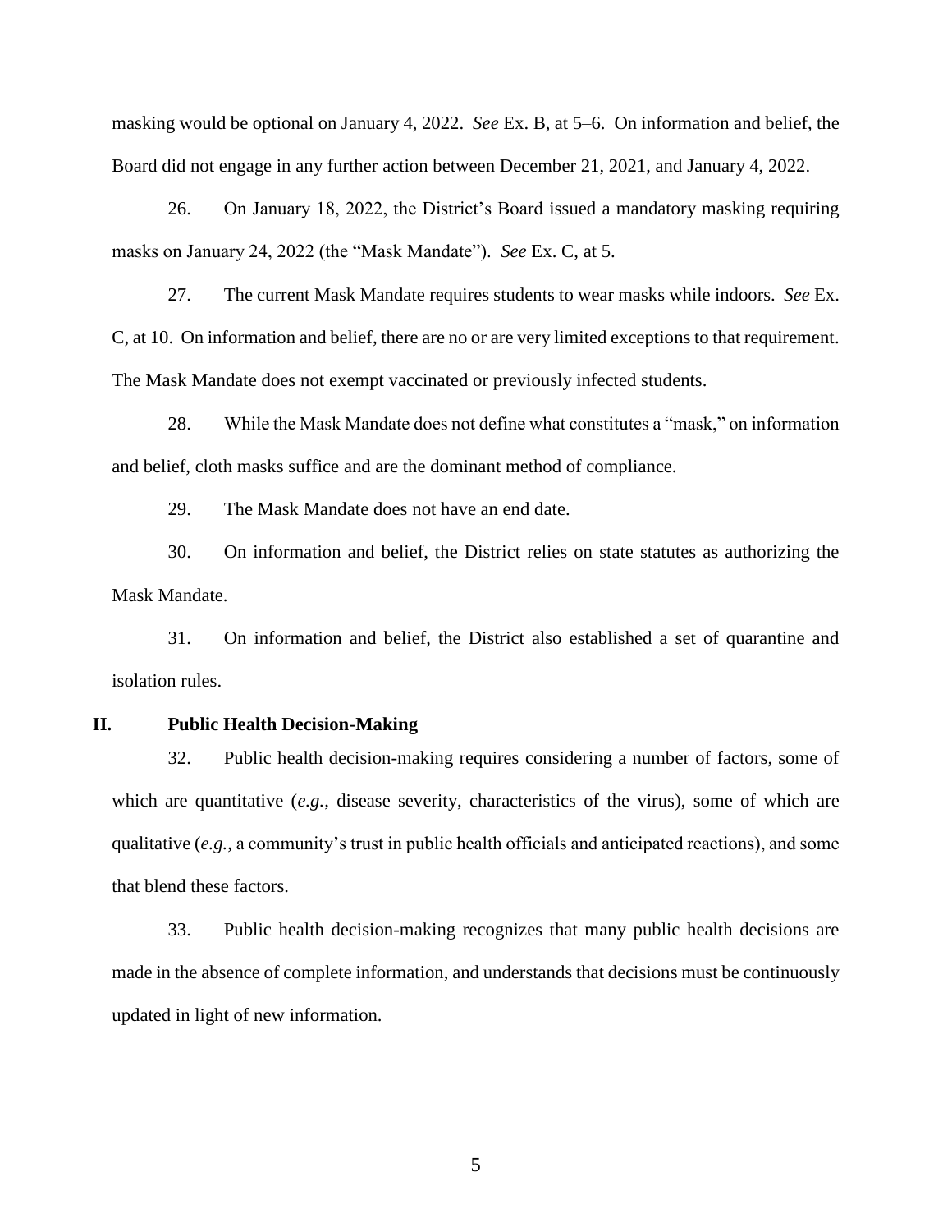masking would be optional on January 4, 2022. *See* Ex. B, at 5–6. On information and belief, the Board did not engage in any further action between December 21, 2021, and January 4, 2022.

26. On January 18, 2022, the District's Board issued a mandatory masking requiring masks on January 24, 2022 (the "Mask Mandate"). *See* Ex. C, at 5.

27. The current Mask Mandate requires students to wear masks while indoors. *See* Ex. C, at 10. On information and belief, there are no or are very limited exceptions to that requirement. The Mask Mandate does not exempt vaccinated or previously infected students.

28. While the Mask Mandate does not define what constitutes a "mask," on information and belief, cloth masks suffice and are the dominant method of compliance.

29. The Mask Mandate does not have an end date.

30. On information and belief, the District relies on state statutes as authorizing the Mask Mandate.

31. On information and belief, the District also established a set of quarantine and isolation rules.

## II. Public Health Decision-Making

32. Public health decision-making requires considering a number of factors, some of which are quantitative (*e.g.*, disease severity, characteristics of the virus), some of which are qualitative (*e.g.*, a community's trust in public health officials and anticipated reactions), and some that blend these factors.

33. Public health decision-making recognizes that many public health decisions are made in the absence of complete information, and understands that decisions must be continuously updated in light of new information.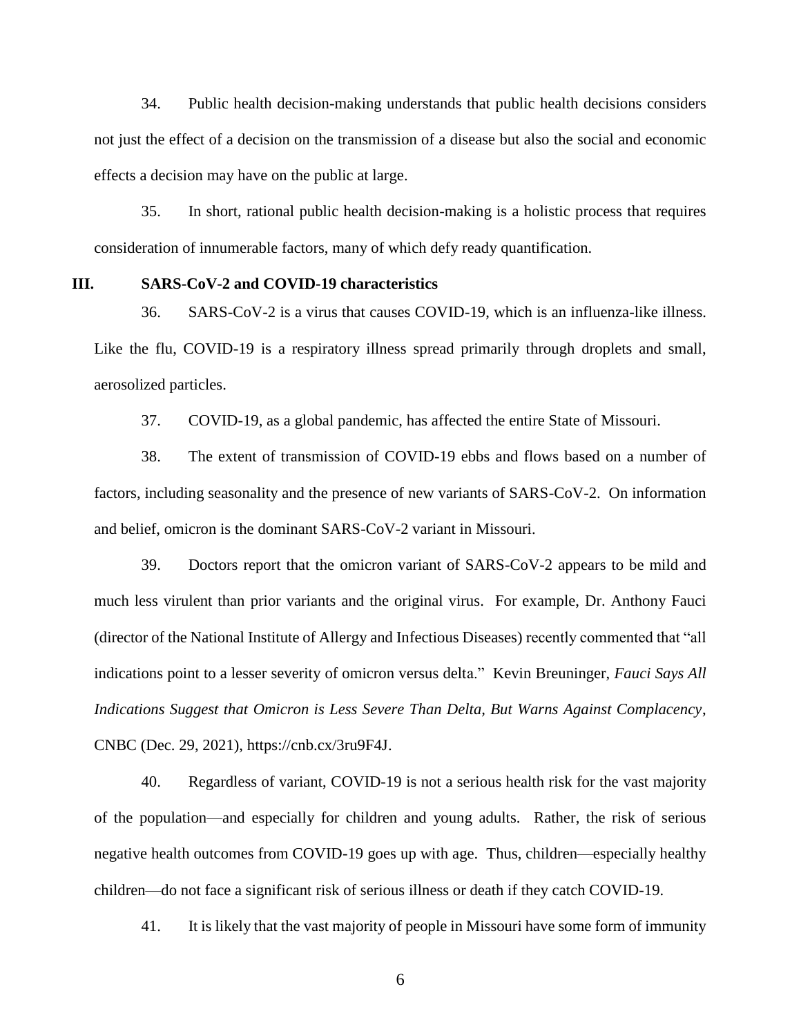34. Public health decision-making understands that public health decisions considers not just the effect of a decision on the transmission of a disease but also the social and economic effects a decision may have on the public at large.

35. In short, rational public health decision-making is a holistic process that requires consideration of innumerable factors, many of which defy ready quantification.

## III. SARS-CoV-2 and COVID-19 characteristics

36. SARS-CoV-2 is a virus that causes COVID-19, which is an influenza-like illness. Like the flu, COVID-19 is a respiratory illness spread primarily through droplets and small, aerosolized particles.

37. COVID-19, as a global pandemic, has affected the entire State of Missouri.

38. The extent of transmission of COVID-19 ebbs and flows based on a number of factors, including seasonality and the presence of new variants of SARS-CoV-2. On information and belief, omicron is the dominant SARS-CoV-2 variant in Missouri.

39. Doctors report that the omicron variant of SARS-CoV-2 appears to be mild and much less virulent than prior variants and the original virus. For example, Dr. Anthony Fauci (director of the National Institute of Allergy and Infectious Diseases) recently commented that "all indications point to a lesser severity of omicron versus delta." Kevin Breuninger, *Fauci Says All Indications Suggest that Omicron is Less Severe Than Delta, But Warns Against Complacency*, CNBC (Dec. 29, 2021), https://cnb.cx/3ru9F4J.

40. Regardless of variant, COVID-19 is not a serious health risk for the vast majority of the population—and especially for children and young adults. Rather, the risk of serious negative health outcomes from COVID-19 goes up with age. Thus, children—especially healthy children—do not face a significant risk of serious illness or death if they catch COVID-19.

41. It is likely that the vast majority of people in Missouri have some form of immunity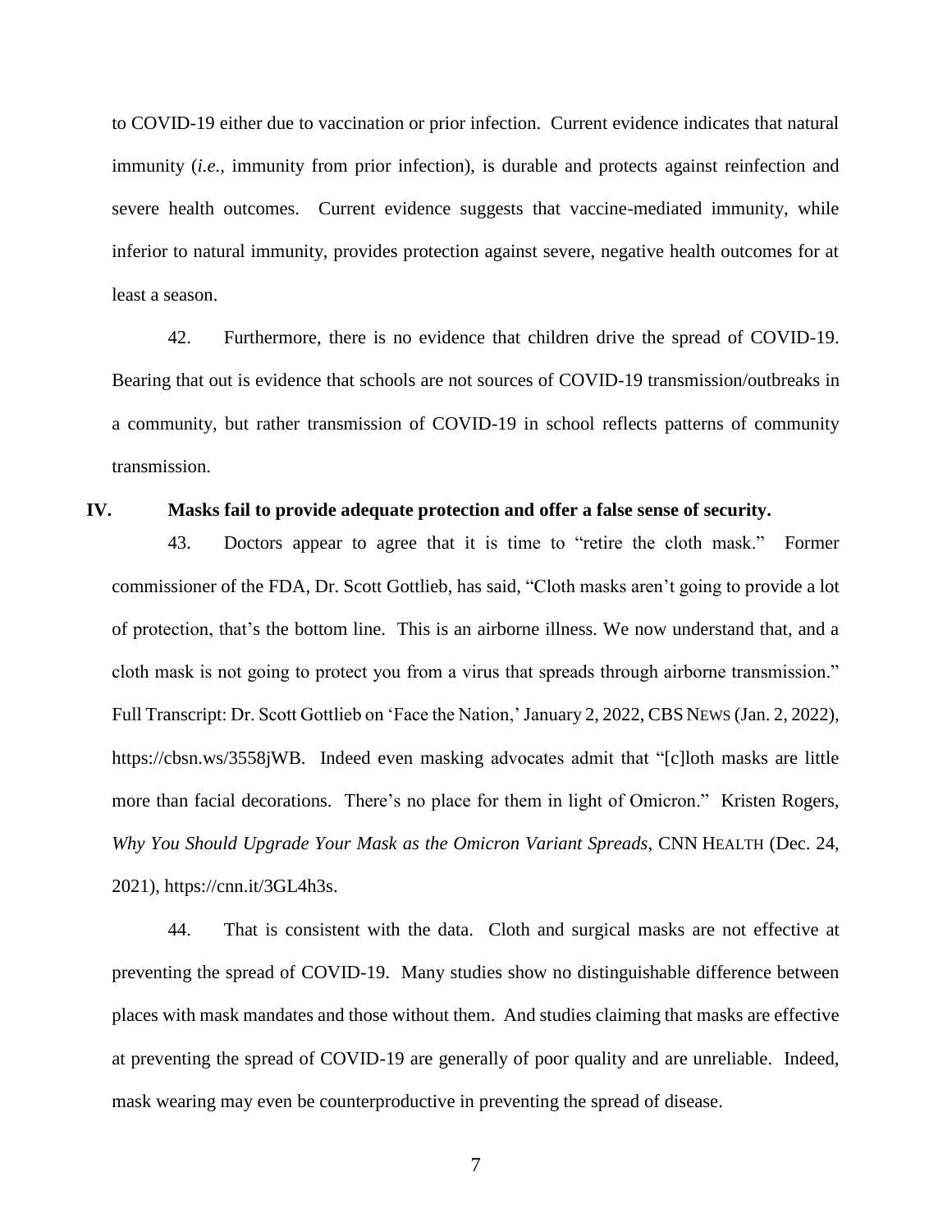to COVID-19 either due to vaccination or prior infection. Current evidence indicates that natural immunity (*i.e.*, immunity from prior infection), is durable and protects against reinfection and severe health outcomes. Current evidence suggests that vaccine-mediated immunity, while inferior to natural immunity, provides protection against severe, negative health outcomes for at least a season.

42. Furthermore, there is no evidence that children drive the spread of COVID-19. Bearing that out is evidence that schools are not sources of COVID-19 transmission/outbreaks in a community, but rather transmission of COVID-19 in school reflects patterns of community transmission.

## IV. Masks fail to provide adequate protection and offer a false sense of security.

43. Doctors appear to agree that it is time to "retire the cloth mask." Former commissioner of the FDA, Dr. Scott Gottlieb, has said, "Cloth masks aren't going to provide a lot of protection, that's the bottom line. This is an airborne illness. We now understand that, and a cloth mask is not going to protect you from a virus that spreads through airborne transmission." Full Transcript: Dr. Scott Gottlieb on 'Face the Nation,' January 2, 2022, CBS NEWS (Jan. 2, 2022), https://cbsn.ws/3558jWB. Indeed even masking advocates admit that "[c]loth masks are little more than facial decorations. There's no place for them in light of Omicron." Kristen Rogers, *Why You Should Upgrade Your Mask as the Omicron Variant Spreads*, CNN HEALTH (Dec. 24, 2021), https://cnn.it/3GL4h3s.

44. That is consistent with the data. Cloth and surgical masks are not effective at preventing the spread of COVID-19. Many studies show no distinguishable difference between places with mask mandates and those without them. And studies claiming that masks are effective at preventing the spread of COVID-19 are generally of poor quality and are unreliable. Indeed, mask wearing may even be counterproductive in preventing the spread of disease.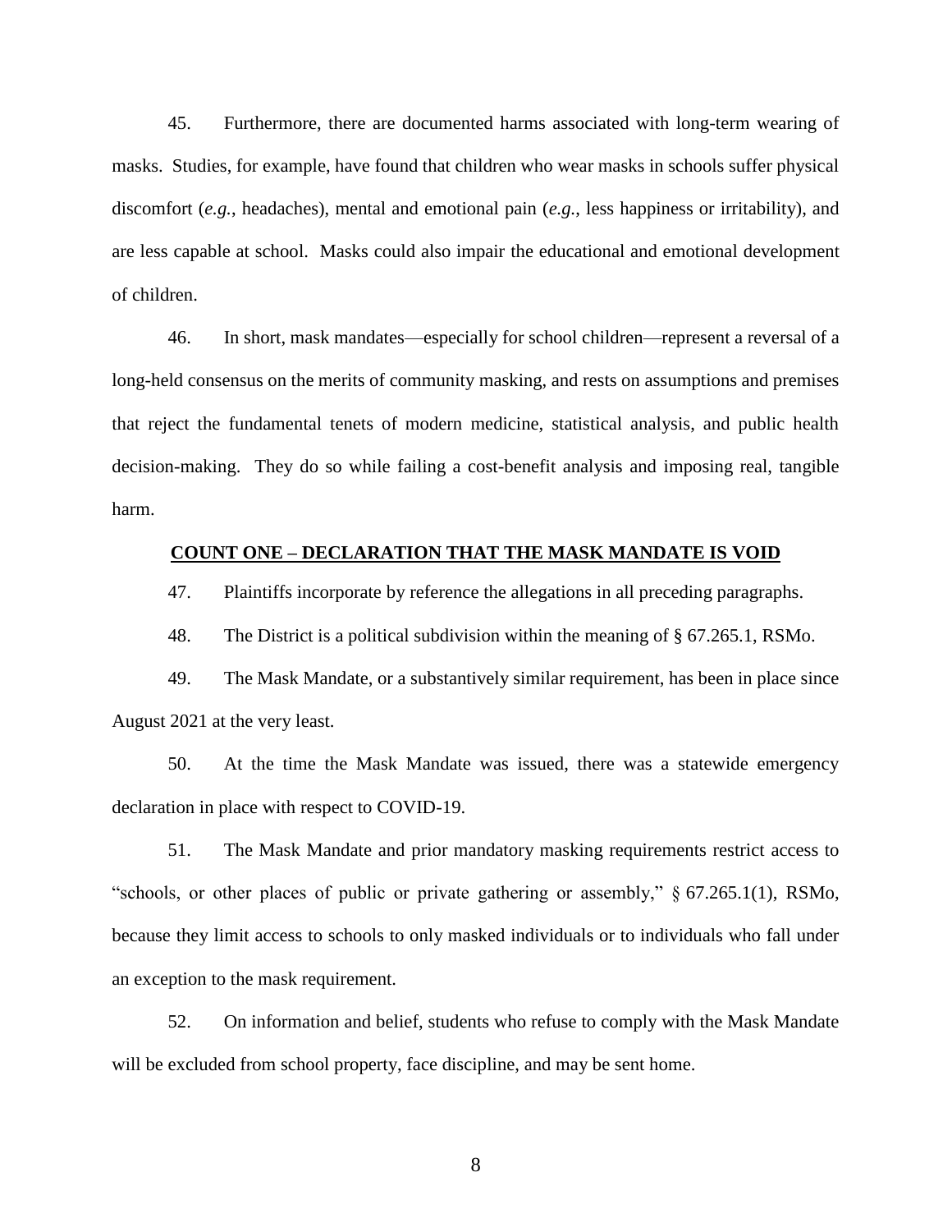45. Furthermore, there are documented harms associated with long-term wearing of masks. Studies, for example, have found that children who wear masks in schools suffer physical discomfort (*e.g.*, headaches), mental and emotional pain (*e.g.*, less happiness or irritability), and are less capable at school. Masks could also impair the educational and emotional development of children.

46. In short, mask mandates—especially for school children—represent a reversal of a long-held consensus on the merits of community masking, and rests on assumptions and premises that reject the fundamental tenets of modern medicine, statistical analysis, and public health decision-making. They do so while failing a cost-benefit analysis and imposing real, tangible harm.

**COUNT ONE – DECLARATION THAT THE MASK MANDATE IS VOID**

47. Plaintiffs incorporate by reference the allegations in all preceding paragraphs.

48. The District is a political subdivision within the meaning of § 67.265.1, RSMo.

49. The Mask Mandate, or a substantively similar requirement, has been in place since August 2021 at the very least.

50. At the time the Mask Mandate was issued, there was a statewide emergency declaration in place with respect to COVID-19.

51. The Mask Mandate and prior mandatory masking requirements restrict access to "schools, or other places of public or private gathering or assembly," § 67.265.1(1), RSMo, because they limit access to schools to only masked individuals or to individuals who fall under an exception to the mask requirement.

52. On information and belief, students who refuse to comply with the Mask Mandate will be excluded from school property, face discipline, and may be sent home.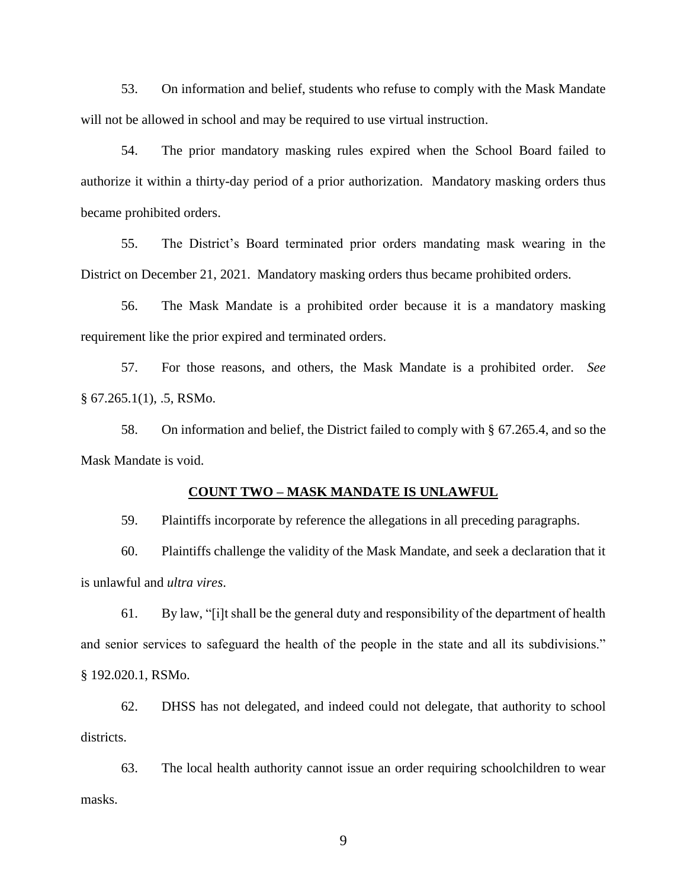53. On information and belief, students who refuse to comply with the Mask Mandate will not be allowed in school and may be required to use virtual instruction.

54. The prior mandatory masking rules expired when the School Board failed to authorize it within a thirty-day period of a prior authorization. Mandatory masking orders thus became prohibited orders.

55. The District's Board terminated prior orders mandating mask wearing in the District on December 21, 2021. Mandatory masking orders thus became prohibited orders.

56. The Mask Mandate is a prohibited order because it is a mandatory masking requirement like the prior expired and terminated orders.

57. For those reasons, and others, the Mask Mandate is a prohibited order. *See* § 67.265.1(1), .5, RSMo.

58. On information and belief, the District failed to comply with § 67.265.4, and so the Mask Mandate is void.

## COUNT TWO – MASK MANDATE IS UNLAWFUL

59. Plaintiffs incorporate by reference the allegations in all preceding paragraphs.

60. Plaintiffs challenge the validity of the Mask Mandate, and seek a declaration that it is unlawful and *ultra vires*.

61. By law, "[i]t shall be the general duty and responsibility of the department of health and senior services to safeguard the health of the people in the state and all its subdivisions." § 192.020.1, RSMo.

62. DHSS has not delegated, and indeed could not delegate, that authority to school districts.

63. The local health authority cannot issue an order requiring schoolchildren to wear masks.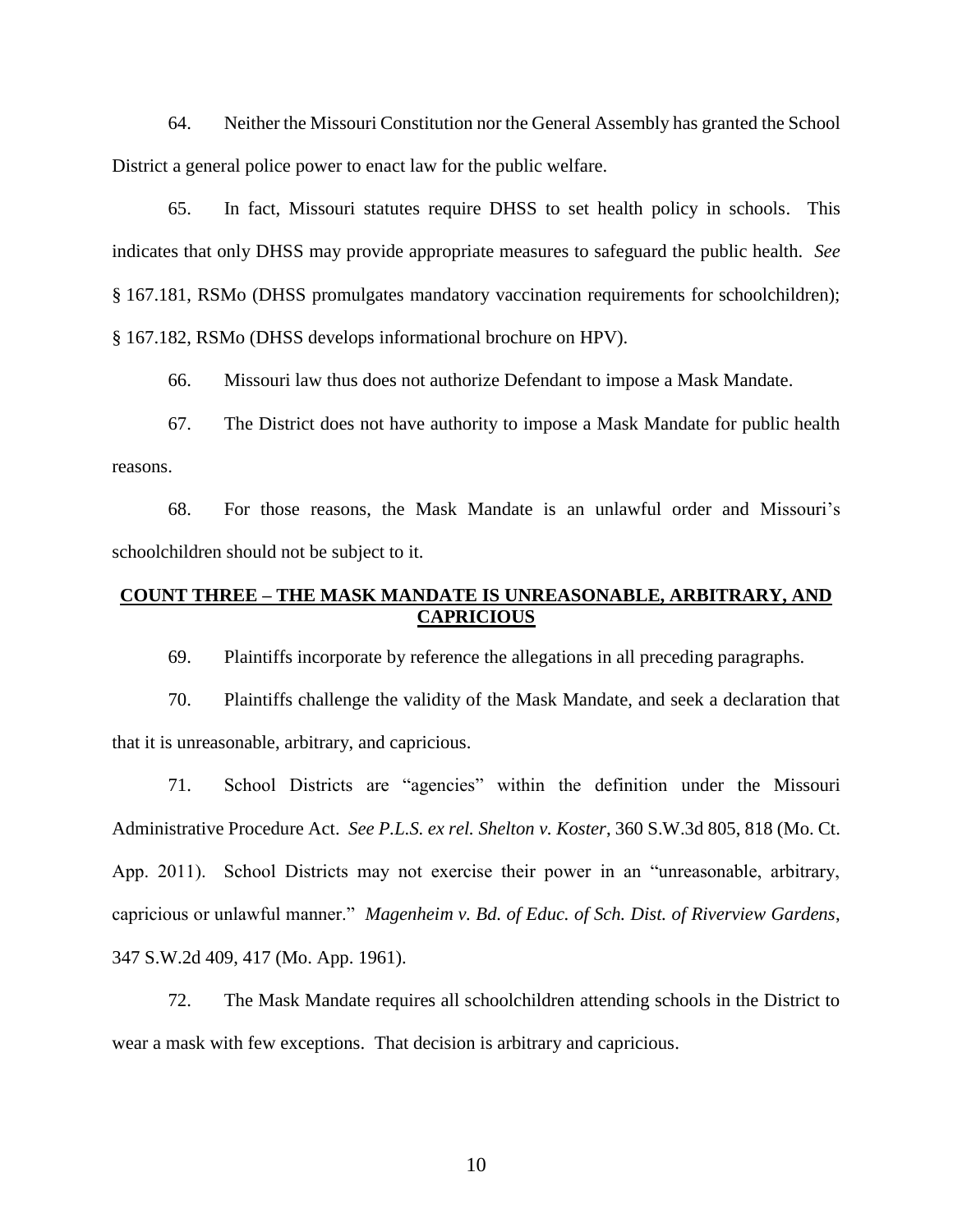64. Neither the Missouri Constitution nor the General Assembly has granted the School District a general police power to enact law for the public welfare.

65. In fact, Missouri statutes require DHSS to set health policy in schools. This indicates that only DHSS may provide appropriate measures to safeguard the public health. *See* § 167.181, RSMo (DHSS promulgates mandatory vaccination requirements for schoolchildren); § 167.182, RSMo (DHSS develops informational brochure on HPV).

66. Missouri law thus does not authorize Defendant to impose a Mask Mandate.

67. The District does not have authority to impose a Mask Mandate for public health reasons.

68. For those reasons, the Mask Mandate is an unlawful order and Missouri's schoolchildren should not be subject to it.

## COUNT THREE – THE MASK MANDATE IS UNREASONABLE, ARBITRARY, AND CAPRICIOUS

69. Plaintiffs incorporate by reference the allegations in all preceding paragraphs.

70. Plaintiffs challenge the validity of the Mask Mandate, and seek a declaration that that it is unreasonable, arbitrary, and capricious.

71. School Districts are "agencies" within the definition under the Missouri Administrative Procedure Act. *See P.L.S. ex rel. Shelton v. Koster*, 360 S.W.3d 805, 818 (Mo. Ct. App. 2011). School Districts may not exercise their power in an "unreasonable, arbitrary, capricious or unlawful manner." *Magenheim v. Bd. of Educ. of Sch. Dist. of Riverview Gardens*, 347 S.W.2d 409, 417 (Mo. App. 1961).

72. The Mask Mandate requires all schoolchildren attending schools in the District to wear a mask with few exceptions. That decision is arbitrary and capricious.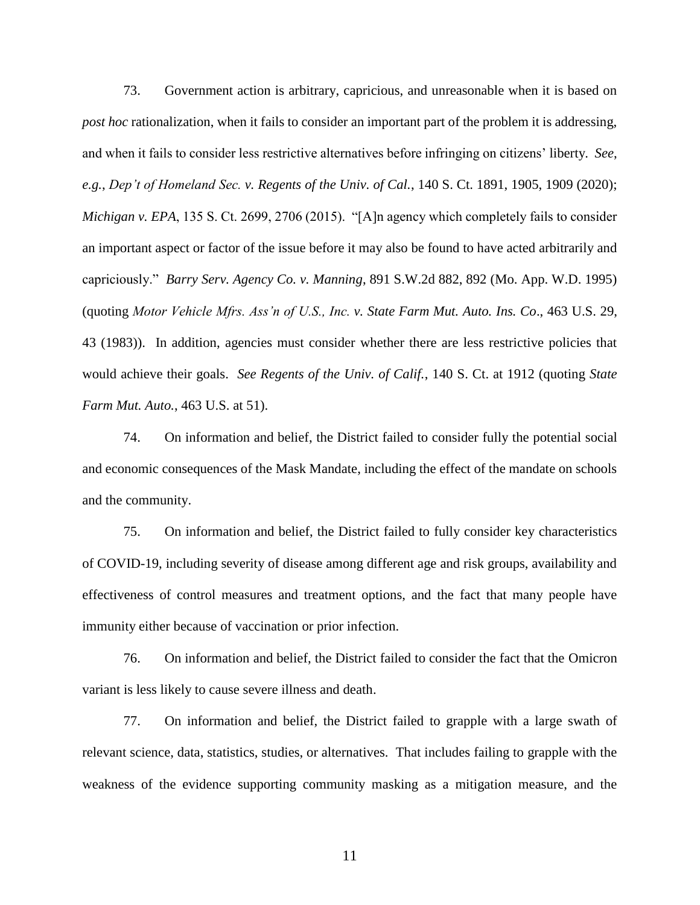73. Government action is arbitrary, capricious, and unreasonable when it is based on *post hoc* rationalization, when it fails to consider an important part of the problem it is addressing, and when it fails to consider less restrictive alternatives before infringing on citizens' liberty. *See, e.g.*, *Dep't of Homeland Sec. v. Regents of the Univ. of Cal.*, 140 S. Ct. 1891, 1905, 1909 (2020); *Michigan v. EPA*, 135 S. Ct. 2699, 2706 (2015). "[A]n agency which completely fails to consider an important aspect or factor of the issue before it may also be found to have acted arbitrarily and capriciously." *Barry Serv. Agency Co. v. Manning*, 891 S.W.2d 882, 892 (Mo. App. W.D. 1995) (quoting *Motor Vehicle Mfrs. Ass'n of U.S., Inc. v. State Farm Mut. Auto. Ins. Co*., 463 U.S. 29, 43 (1983)). In addition, agencies must consider whether there are less restrictive policies that would achieve their goals. *See Regents of the Univ. of Calif.*, 140 S. Ct. at 1912 (quoting *State Farm Mut. Auto.*, 463 U.S. at 51).

74. On information and belief, the District failed to consider fully the potential social and economic consequences of the Mask Mandate, including the effect of the mandate on schools and the community.

75. On information and belief, the District failed to fully consider key characteristics of COVID-19, including severity of disease among different age and risk groups, availability and effectiveness of control measures and treatment options, and the fact that many people have immunity either because of vaccination or prior infection.

76. On information and belief, the District failed to consider the fact that the Omicron variant is less likely to cause severe illness and death.

77. On information and belief, the District failed to grapple with a large swath of relevant science, data, statistics, studies, or alternatives. That includes failing to grapple with the weakness of the evidence supporting community masking as a mitigation measure, and the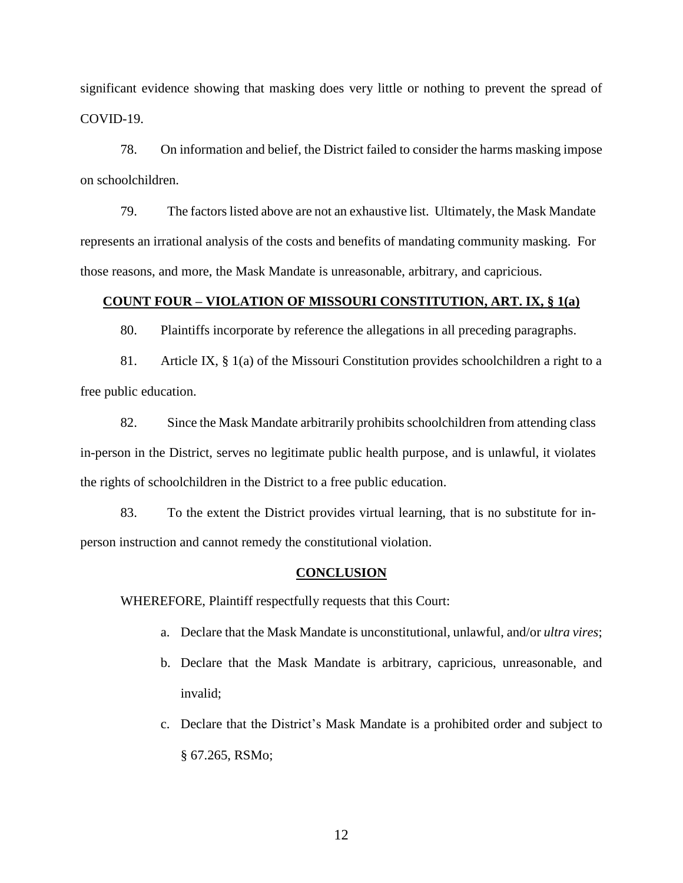significant evidence showing that masking does very little or nothing to prevent the spread of COVID-19.

78. On information and belief, the District failed to consider the harms masking impose on schoolchildren.

79. The factors listed above are not an exhaustive list. Ultimately, the Mask Mandate represents an irrational analysis of the costs and benefits of mandating community masking. For those reasons, and more, the Mask Mandate is unreasonable, arbitrary, and capricious.

**COUNT FOUR – VIOLATION OF MISSOURI CONSTITUTION, ART. IX, § 1(a)**

80. Plaintiffs incorporate by reference the allegations in all preceding paragraphs.

81. Article IX, § 1(a) of the Missouri Constitution provides schoolchildren a right to a free public education.

82. Since the Mask Mandate arbitrarily prohibits schoolchildren from attending class in-person in the District, serves no legitimate public health purpose, and is unlawful, it violates the rights of schoolchildren in the District to a free public education.

83. To the extent the District provides virtual learning, that is no substitute for in-person instruction and cannot remedy the constitutional violation.

**CONCLUSION**

WHEREFORE, Plaintiff respectfully requests that this Court:

a. Declare that the Mask Mandate is unconstitutional, unlawful, and/or *ultra vires*;

b. Declare that the Mask Mandate is arbitrary, capricious, unreasonable, and invalid;

c. Declare that the District's Mask Mandate is a prohibited order and subject to § 67.265, RSMo;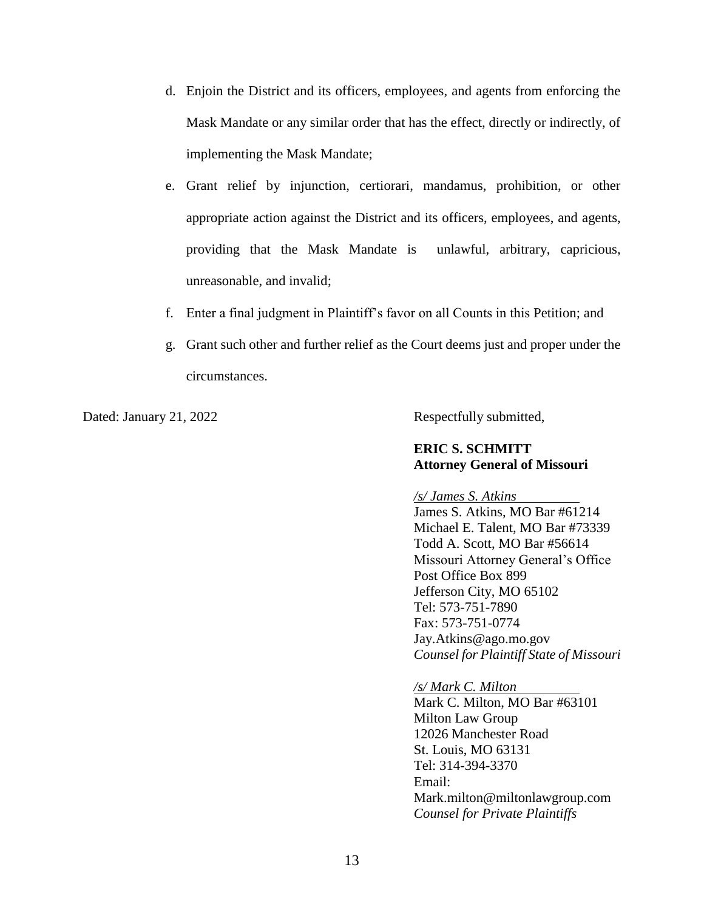d. Enjoin the District and its officers, employees, and agents from enforcing the Mask Mandate or any similar order that has the effect, directly or indirectly, of implementing the Mask Mandate;

e. Grant relief by injunction, certiorari, mandamus, prohibition, or other appropriate action against the District and its officers, employees, and agents, providing that the Mask Mandate is unlawful, arbitrary, capricious, unreasonable, and invalid;

f. Enter a final judgment in Plaintiff's favor on all Counts in this Petition; and

g. Grant such other and further relief as the Court deems just and proper under the circumstances.

Dated: January 21, 2022

Respectfully submitted,

**ERIC S. SCHMITT**
**Attorney General of Missouri**

*/s/ James S. Atkins*
James S. Atkins, MO Bar #61214
Michael E. Talent, MO Bar #73339
Todd A. Scott, MO Bar #56614
Missouri Attorney General's Office
Post Office Box 899
Jefferson City, MO 65102
Tel: 573-751-7890
Fax: 573-751-0774
Jay.Atkins@ago.mo.gov
*Counsel for Plaintiff State of Missouri*

*/s/ Mark C. Milton*
Mark C. Milton, MO Bar #63101
Milton Law Group
12026 Manchester Road
St. Louis, MO 63131
Tel: 314-394-3370
Email:
Mark.milton@miltonlawgroup.com
*Counsel for Private Plaintiffs*